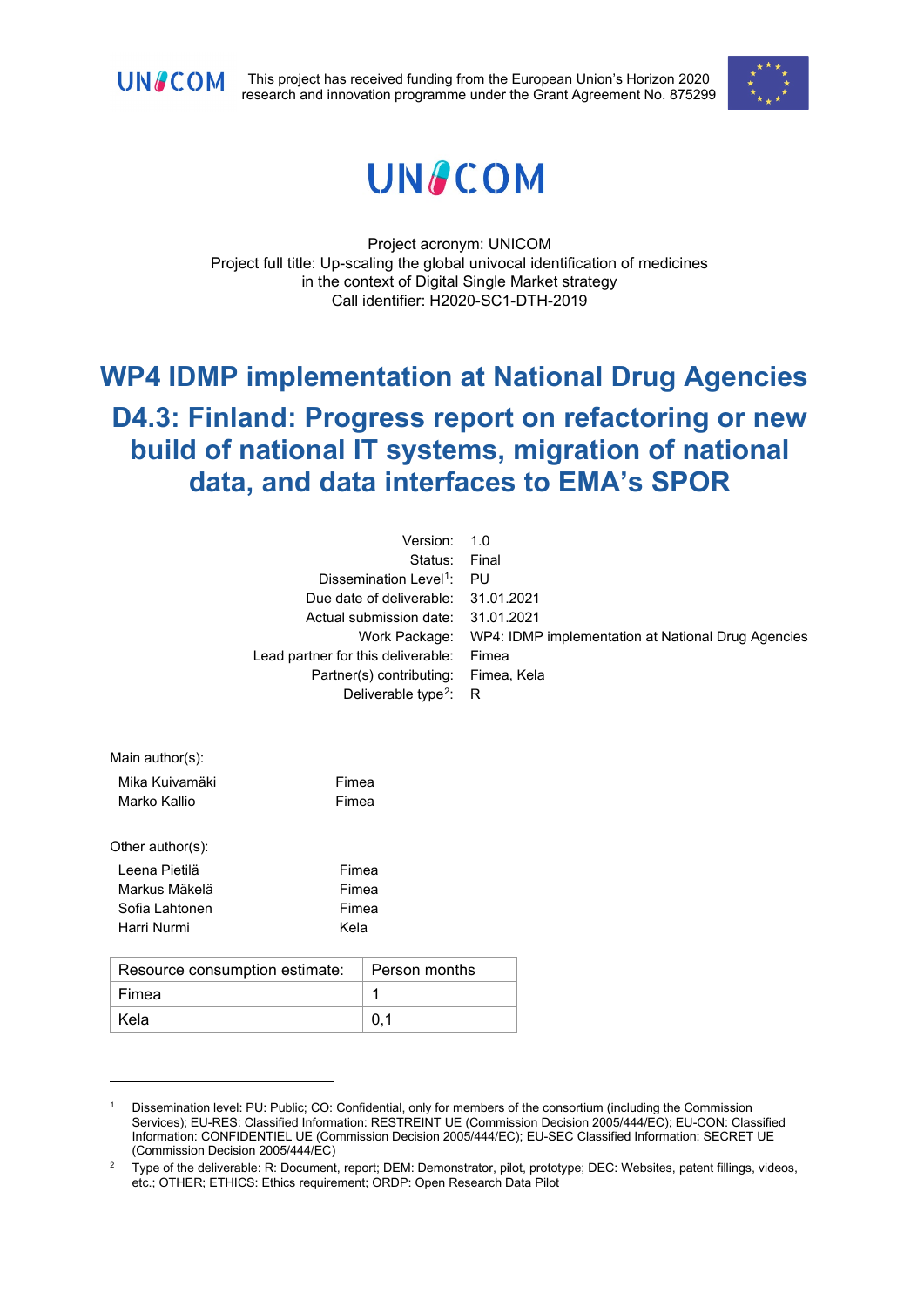This project has received funding from the European Union's Horizon 2020 research and innovation programme under the Grant Agreement No. 875299

Project acronym: UNICOM
Project full title: Up-scaling the global univocal identification of medicines in the context of Digital Single Market strategy
Call identifier: H2020-SC1-DTH-2019

# WP4 IDMP implementation at National Drug Agencies

# D4.3: Finland: Progress report on refactoring or new build of national IT systems, migration of national data, and data interfaces to EMA's SPOR

| | |
|---|---|
| Version: | 1.0 |
| Status: | Final |
| Dissemination Level[1]: | PU |
| Due date of deliverable: | 31.01.2021 |
| Actual submission date: | 31.01.2021 |
| Work Package: | WP4: IDMP implementation at National Drug Agencies |
| Lead partner for this deliverable: | Fimea |
| Partner(s) contributing: | Fimea, Kela |
| Deliverable type[2]: | R |

Main author(s):

| | |
|---|---|
| Mika Kuivamäki | Fimea |
| Marko Kallio | Fimea |

Other author(s):

| | |
|---|---|
| Leena Pietilä | Fimea |
| Markus Mäkelä | Fimea |
| Sofia Lahtonen | Fimea |
| Harri Nurmi | Kela |

| Resource consumption estimate: | Person months |
|---|---|
| Fimea | 1 |
| Kela | 0,1 |

---

[1] Dissemination level: PU: Public; CO: Confidential, only for members of the consortium (including the Commission Services); EU-RES: Classified Information: RESTREINT UE (Commission Decision 2005/444/EC); EU-CON: Classified Information: CONFIDENTIEL UE (Commission Decision 2005/444/EC); EU-SEC Classified Information: SECRET UE (Commission Decision 2005/444/EC)

[2] Type of the deliverable: R: Document, report; DEM: Demonstrator, pilot, prototype; DEC: Websites, patent fillings, videos, etc.; OTHER; ETHICS: Ethics requirement; ORDP: Open Research Data Pilot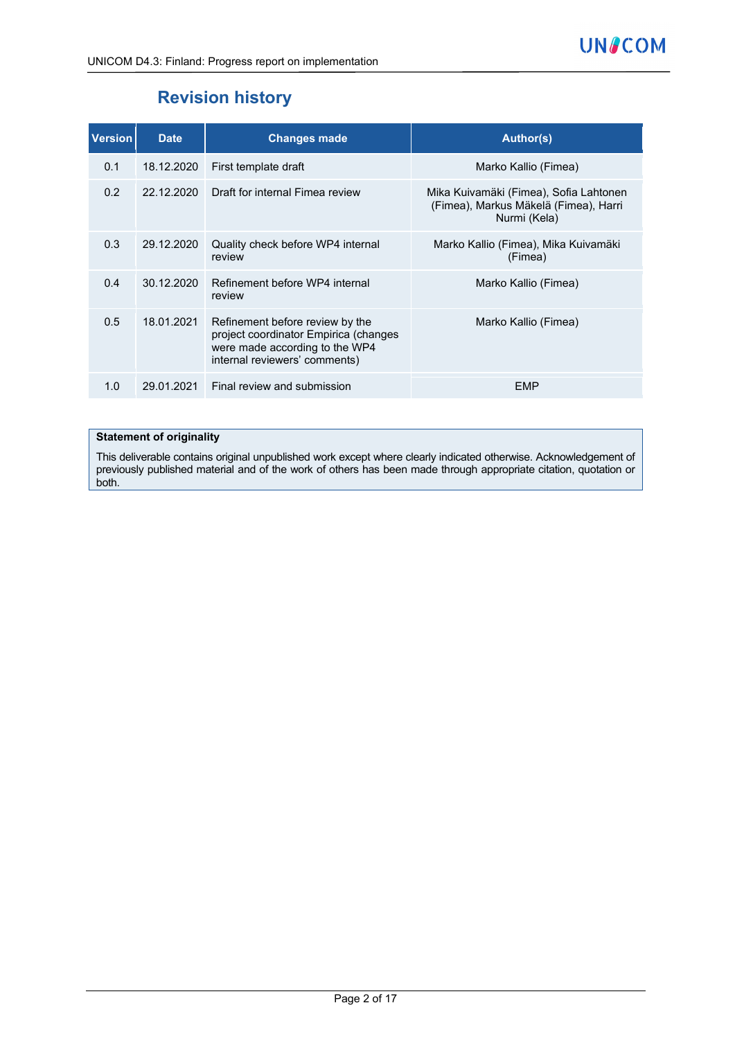## Revision history

| Version | Date | Changes made | Author(s) |
|---|---|---|---|
| 0.1 | 18.12.2020 | First template draft | Marko Kallio (Fimea) |
| 0.2 | 22.12.2020 | Draft for internal Fimea review | Mika Kuivamäki (Fimea), Sofia Lahtonen (Fimea), Markus Mäkelä (Fimea), Harri Nurmi (Kela) |
| 0.3 | 29.12.2020 | Quality check before WP4 internal review | Marko Kallio (Fimea), Mika Kuivamäki (Fimea) |
| 0.4 | 30.12.2020 | Refinement before WP4 internal review | Marko Kallio (Fimea) |
| 0.5 | 18.01.2021 | Refinement before review by the project coordinator Empirica (changes were made according to the WP4 internal reviewers' comments) | Marko Kallio (Fimea) |
| 1.0 | 29.01.2021 | Final review and submission | EMP |

**Statement of originality**

This deliverable contains original unpublished work except where clearly indicated otherwise. Acknowledgement of previously published material and of the work of others has been made through appropriate citation, quotation or both.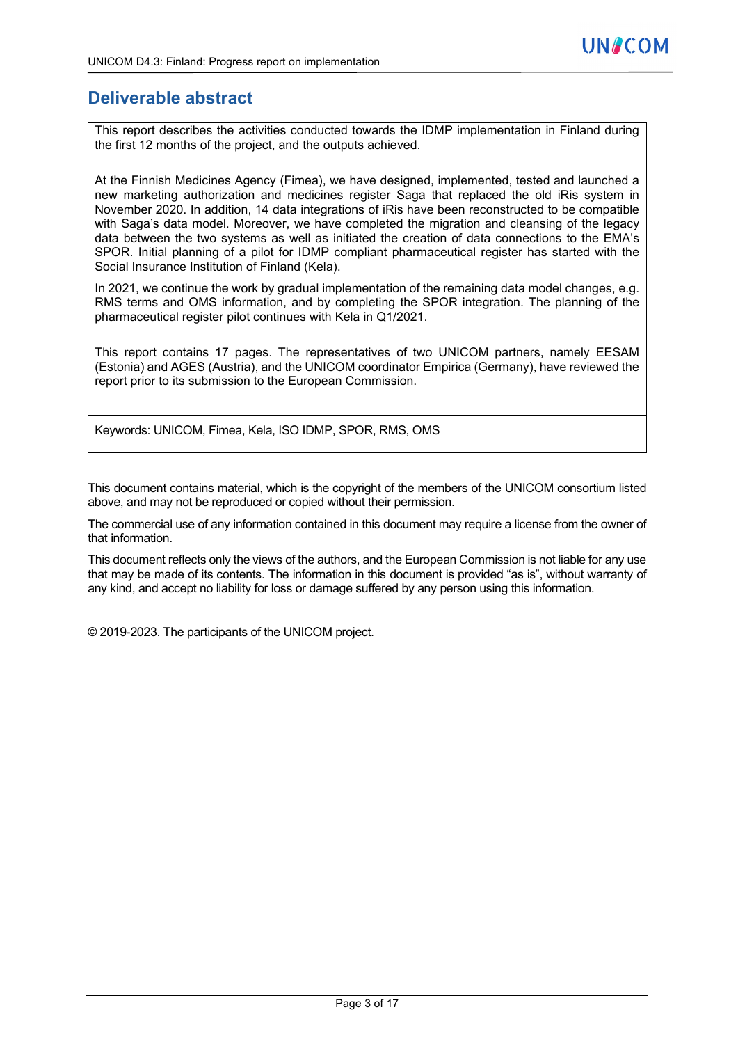# Deliverable abstract

This report describes the activities conducted towards the IDMP implementation in Finland during the first 12 months of the project, and the outputs achieved.

At the Finnish Medicines Agency (Fimea), we have designed, implemented, tested and launched a new marketing authorization and medicines register Saga that replaced the old iRis system in November 2020. In addition, 14 data integrations of iRis have been reconstructed to be compatible with Saga's data model. Moreover, we have completed the migration and cleansing of the legacy data between the two systems as well as initiated the creation of data connections to the EMA's SPOR. Initial planning of a pilot for IDMP compliant pharmaceutical register has started with the Social Insurance Institution of Finland (Kela).

In 2021, we continue the work by gradual implementation of the remaining data model changes, e.g. RMS terms and OMS information, and by completing the SPOR integration. The planning of the pharmaceutical register pilot continues with Kela in Q1/2021.

This report contains 17 pages. The representatives of two UNICOM partners, namely EESAM (Estonia) and AGES (Austria), and the UNICOM coordinator Empirica (Germany), have reviewed the report prior to its submission to the European Commission.

Keywords: UNICOM, Fimea, Kela, ISO IDMP, SPOR, RMS, OMS

This document contains material, which is the copyright of the members of the UNICOM consortium listed above, and may not be reproduced or copied without their permission.

The commercial use of any information contained in this document may require a license from the owner of that information.

This document reflects only the views of the authors, and the European Commission is not liable for any use that may be made of its contents. The information in this document is provided "as is", without warranty of any kind, and accept no liability for loss or damage suffered by any person using this information.

© 2019-2023. The participants of the UNICOM project.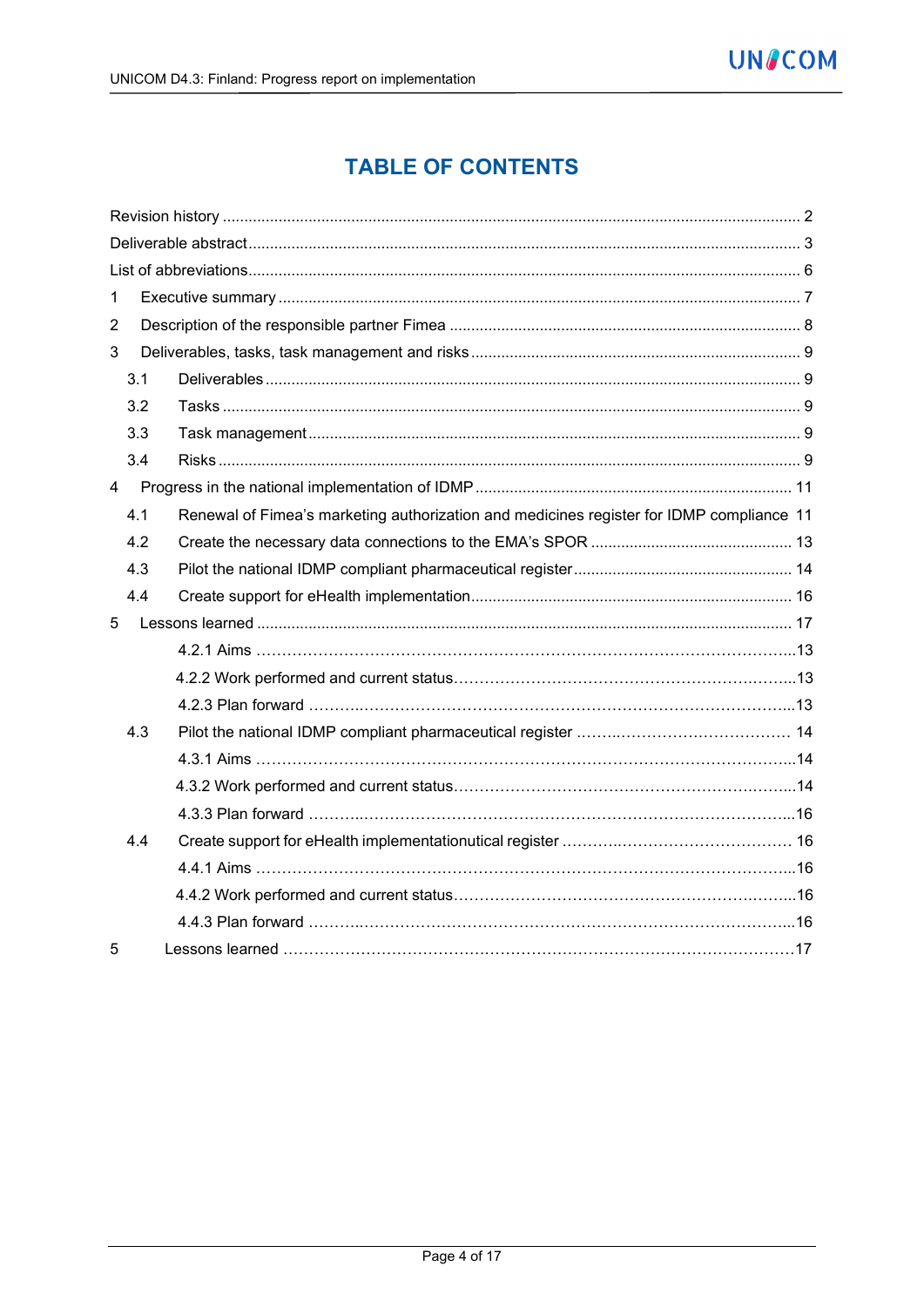# TABLE OF CONTENTS

Revision history ..................................................................................................................................... 2

Deliverable abstract .............................................................................................................................. 3

List of abbreviations .............................................................................................................................. 6

1 Executive summary ........................................................................................................................ 7

2 Description of the responsible partner Fimea ................................................................................. 8

3 Deliverables, tasks, task management and risks ............................................................................ 9

3.1 Deliverables ........................................................................................................................... 9

3.2 Tasks ..................................................................................................................................... 9

3.3 Task management ................................................................................................................. 9

3.4 Risks ...................................................................................................................................... 9

4 Progress in the national implementation of IDMP ......................................................................... 11

4.1 Renewal of Fimea's marketing authorization and medicines register for IDMP compliance 11

4.2 Create the necessary data connections to the EMA's SPOR ............................................... 13

4.3 Pilot the national IDMP compliant pharmaceutical register .................................................. 14

4.4 Create support for eHealth implementation .......................................................................... 16

5 Lessons learned .......................................................................................................................... 17

4.2.1 Aims ..........................................................................................................13

4.2.2 Work performed and current status..........................................................13

4.2.3 Plan forward ..............................................................................................13

4.3 Pilot the national IDMP compliant pharmaceutical register ........................................... 14

4.3.1 Aims ..........................................................................................................14

4.3.2 Work performed and current status..........................................................14

4.3.3 Plan forward ..............................................................................................16

4.4 Create support for eHealth implementationutical register ........................................... 16

4.4.1 Aims ..........................................................................................................16

4.4.2 Work performed and current status..........................................................16

4.4.3 Plan forward ..............................................................................................16

5 Lessons learned ..........................................................................................................17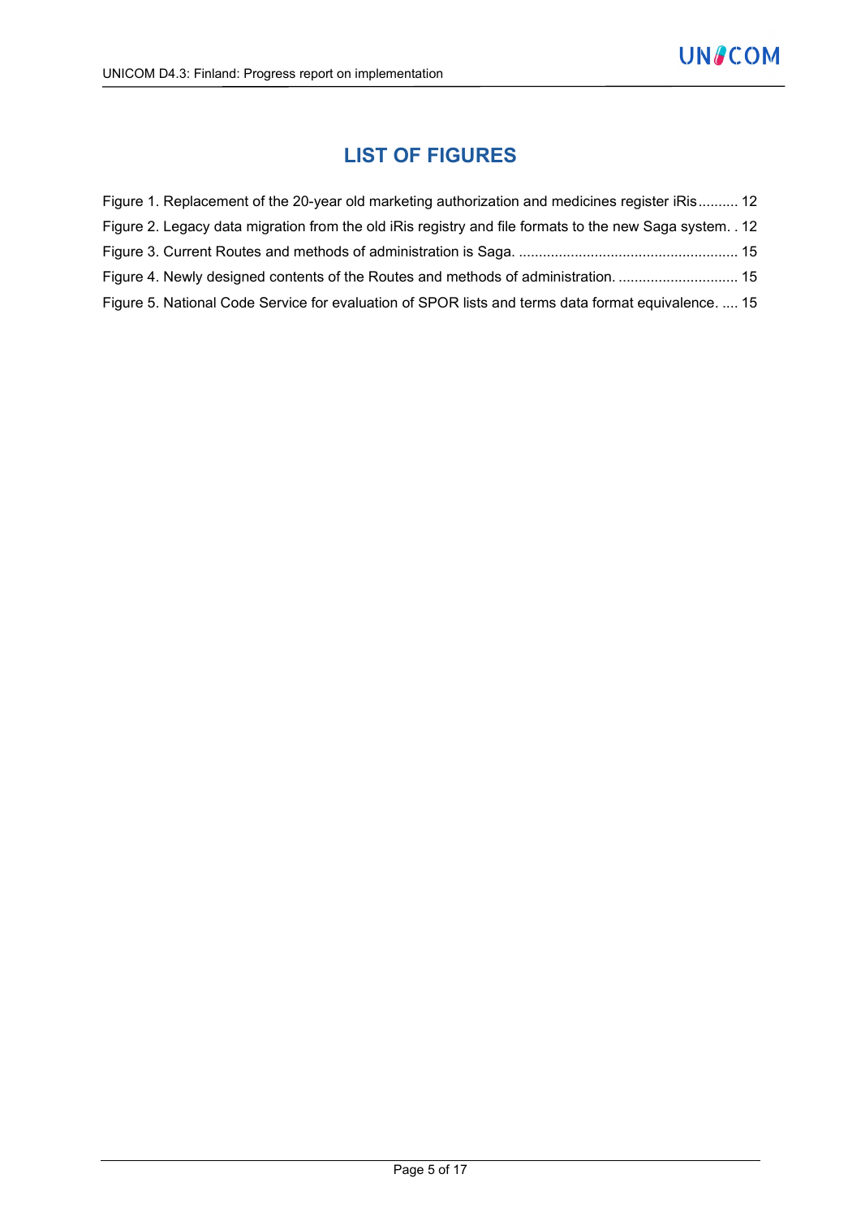# LIST OF FIGURES

Figure 1. Replacement of the 20-year old marketing authorization and medicines register iRis.......... 12

Figure 2. Legacy data migration from the old iRis registry and file formats to the new Saga system. . 12

Figure 3. Current Routes and methods of administration is Saga. ...................................................... 15

Figure 4. Newly designed contents of the Routes and methods of administration. .............................. 15

Figure 5. National Code Service for evaluation of SPOR lists and terms data format equivalence. .... 15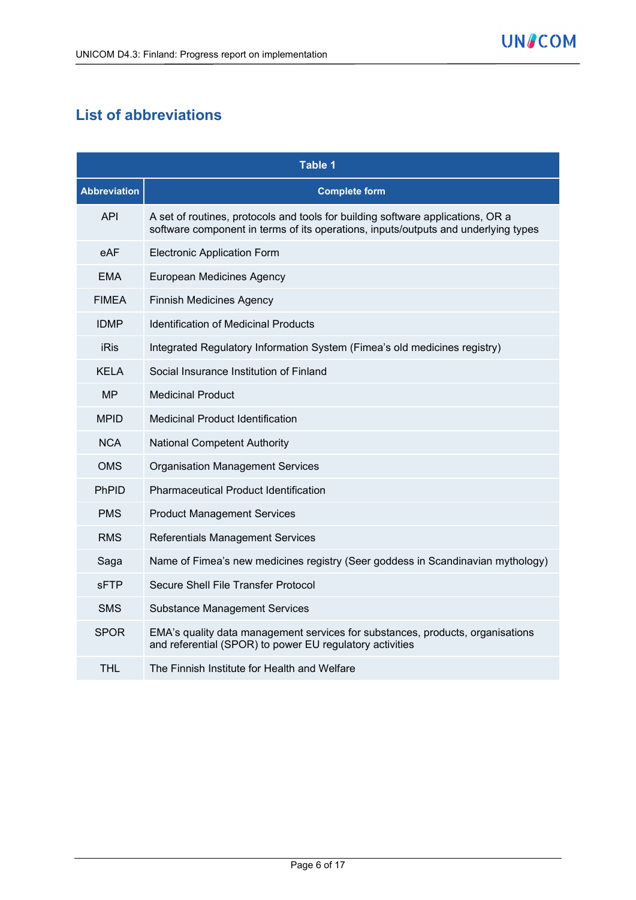## List of abbreviations

| Table 1 | |
|---|---|
| **Abbreviation** | **Complete form** |
| API | A set of routines, protocols and tools for building software applications, OR a software component in terms of its operations, inputs/outputs and underlying types |
| eAF | Electronic Application Form |
| EMA | European Medicines Agency |
| FIMEA | Finnish Medicines Agency |
| IDMP | Identification of Medicinal Products |
| iRis | Integrated Regulatory Information System (Fimea's old medicines registry) |
| KELA | Social Insurance Institution of Finland |
| MP | Medicinal Product |
| MPID | Medicinal Product Identification |
| NCA | National Competent Authority |
| OMS | Organisation Management Services |
| PhPID | Pharmaceutical Product Identification |
| PMS | Product Management Services |
| RMS | Referentials Management Services |
| Saga | Name of Fimea's new medicines registry (Seer goddess in Scandinavian mythology) |
| sFTP | Secure Shell File Transfer Protocol |
| SMS | Substance Management Services |
| SPOR | EMA's quality data management services for substances, products, organisations and referential (SPOR) to power EU regulatory activities |
| THL | The Finnish Institute for Health and Welfare |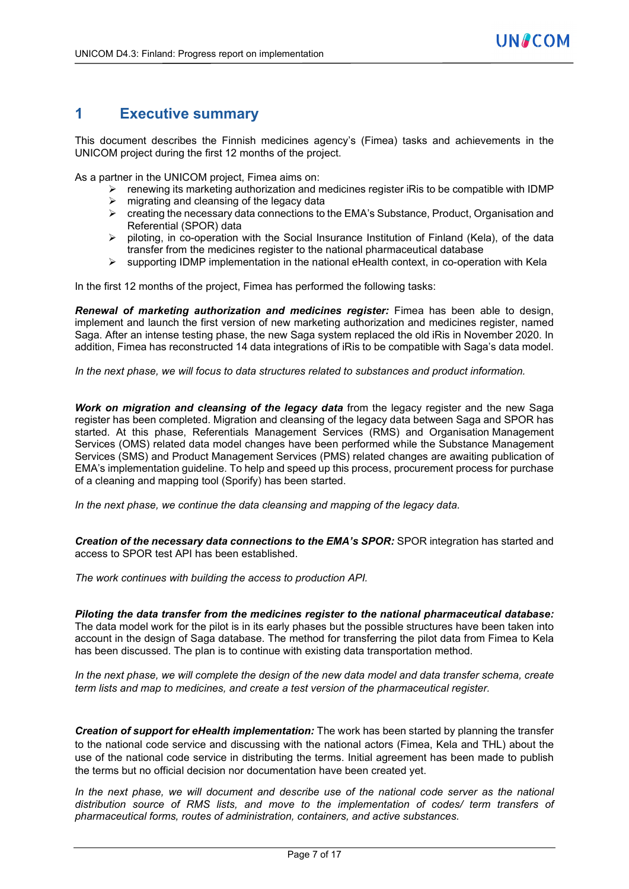# 1 Executive summary

This document describes the Finnish medicines agency's (Fimea) tasks and achievements in the UNICOM project during the first 12 months of the project.

As a partner in the UNICOM project, Fimea aims on:

- renewing its marketing authorization and medicines register iRis to be compatible with IDMP
- migrating and cleansing of the legacy data
- creating the necessary data connections to the EMA's Substance, Product, Organisation and Referential (SPOR) data
- piloting, in co-operation with the Social Insurance Institution of Finland (Kela), of the data transfer from the medicines register to the national pharmaceutical database
- supporting IDMP implementation in the national eHealth context, in co-operation with Kela

In the first 12 months of the project, Fimea has performed the following tasks:

***Renewal of marketing authorization and medicines register:*** Fimea has been able to design, implement and launch the first version of new marketing authorization and medicines register, named Saga. After an intense testing phase, the new Saga system replaced the old iRis in November 2020. In addition, Fimea has reconstructed 14 data integrations of iRis to be compatible with Saga's data model.

*In the next phase, we will focus to data structures related to substances and product information.*

***Work on migration and cleansing of the legacy data*** from the legacy register and the new Saga register has been completed. Migration and cleansing of the legacy data between Saga and SPOR has started. At this phase, Referentials Management Services (RMS) and Organisation Management Services (OMS) related data model changes have been performed while the Substance Management Services (SMS) and Product Management Services (PMS) related changes are awaiting publication of EMA's implementation guideline. To help and speed up this process, procurement process for purchase of a cleaning and mapping tool (Sporify) has been started.

*In the next phase, we continue the data cleansing and mapping of the legacy data.*

***Creation of the necessary data connections to the EMA's SPOR:*** SPOR integration has started and access to SPOR test API has been established.

*The work continues with building the access to production API.*

***Piloting the data transfer from the medicines register to the national pharmaceutical database:*** The data model work for the pilot is in its early phases but the possible structures have been taken into account in the design of Saga database. The method for transferring the pilot data from Fimea to Kela has been discussed. The plan is to continue with existing data transportation method.

*In the next phase, we will complete the design of the new data model and data transfer schema, create term lists and map to medicines, and create a test version of the pharmaceutical register.*

***Creation of support for eHealth implementation:*** The work has been started by planning the transfer to the national code service and discussing with the national actors (Fimea, Kela and THL) about the use of the national code service in distributing the terms. Initial agreement has been made to publish the terms but no official decision nor documentation have been created yet.

*In the next phase, we will document and describe use of the national code server as the national distribution source of RMS lists, and move to the implementation of codes/ term transfers of pharmaceutical forms, routes of administration, containers, and active substances.*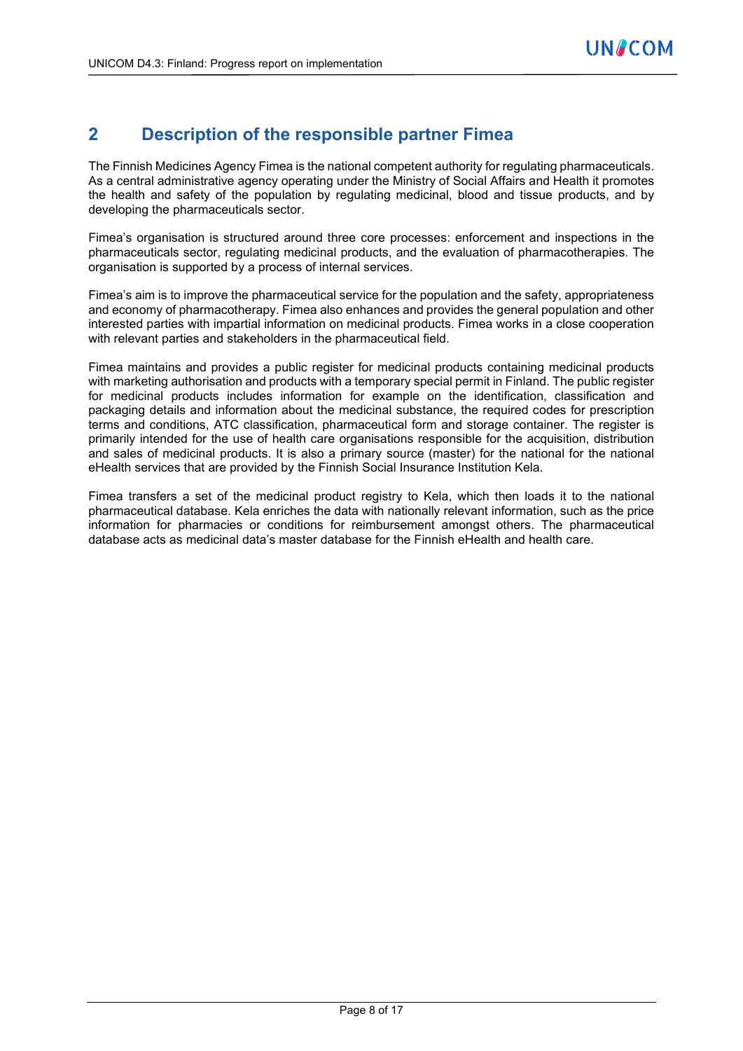## 2 Description of the responsible partner Fimea

The Finnish Medicines Agency Fimea is the national competent authority for regulating pharmaceuticals. As a central administrative agency operating under the Ministry of Social Affairs and Health it promotes the health and safety of the population by regulating medicinal, blood and tissue products, and by developing the pharmaceuticals sector.

Fimea's organisation is structured around three core processes: enforcement and inspections in the pharmaceuticals sector, regulating medicinal products, and the evaluation of pharmacotherapies. The organisation is supported by a process of internal services.

Fimea's aim is to improve the pharmaceutical service for the population and the safety, appropriateness and economy of pharmacotherapy. Fimea also enhances and provides the general population and other interested parties with impartial information on medicinal products. Fimea works in a close cooperation with relevant parties and stakeholders in the pharmaceutical field.

Fimea maintains and provides a public register for medicinal products containing medicinal products with marketing authorisation and products with a temporary special permit in Finland. The public register for medicinal products includes information for example on the identification, classification and packaging details and information about the medicinal substance, the required codes for prescription terms and conditions, ATC classification, pharmaceutical form and storage container. The register is primarily intended for the use of health care organisations responsible for the acquisition, distribution and sales of medicinal products. It is also a primary source (master) for the national for the national eHealth services that are provided by the Finnish Social Insurance Institution Kela.

Fimea transfers a set of the medicinal product registry to Kela, which then loads it to the national pharmaceutical database. Kela enriches the data with nationally relevant information, such as the price information for pharmacies or conditions for reimbursement amongst others. The pharmaceutical database acts as medicinal data's master database for the Finnish eHealth and health care.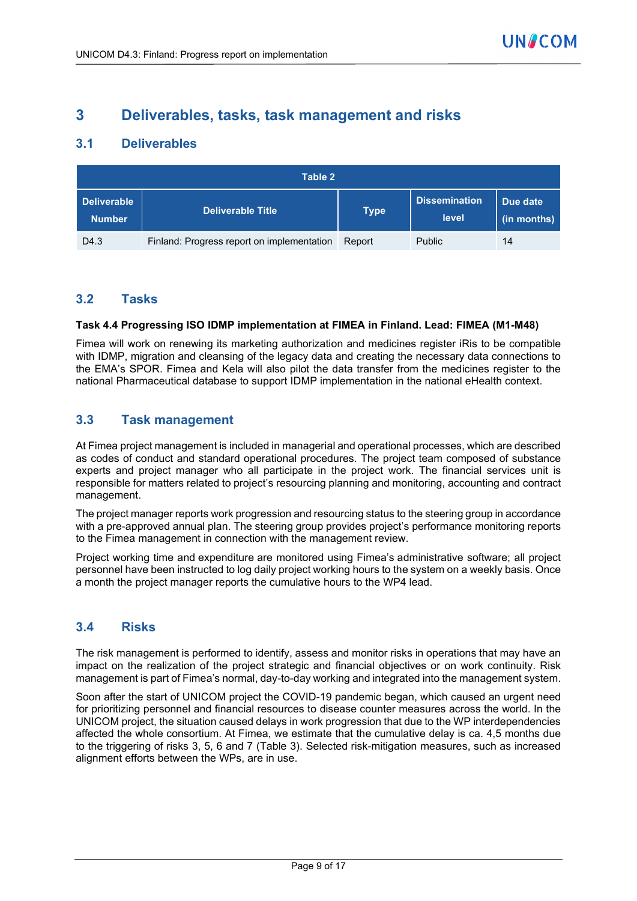# 3 Deliverables, tasks, task management and risks

## 3.1 Deliverables

| Table 2 | | | | |
|---|---|---|---|---|
| **Deliverable Number** | **Deliverable Title** | **Type** | **Dissemination level** | **Due date (in months)** |
| D4.3 | Finland: Progress report on implementation | Report | Public | 14 |

## 3.2 Tasks

**Task 4.4 Progressing ISO IDMP implementation at FIMEA in Finland. Lead: FIMEA (M1-M48)**

Fimea will work on renewing its marketing authorization and medicines register iRis to be compatible with IDMP, migration and cleansing of the legacy data and creating the necessary data connections to the EMA's SPOR. Fimea and Kela will also pilot the data transfer from the medicines register to the national Pharmaceutical database to support IDMP implementation in the national eHealth context.

## 3.3 Task management

At Fimea project management is included in managerial and operational processes, which are described as codes of conduct and standard operational procedures. The project team composed of substance experts and project manager who all participate in the project work. The financial services unit is responsible for matters related to project's resourcing planning and monitoring, accounting and contract management.

The project manager reports work progression and resourcing status to the steering group in accordance with a pre-approved annual plan. The steering group provides project's performance monitoring reports to the Fimea management in connection with the management review.

Project working time and expenditure are monitored using Fimea's administrative software; all project personnel have been instructed to log daily project working hours to the system on a weekly basis. Once a month the project manager reports the cumulative hours to the WP4 lead.

## 3.4 Risks

The risk management is performed to identify, assess and monitor risks in operations that may have an impact on the realization of the project strategic and financial objectives or on work continuity. Risk management is part of Fimea's normal, day-to-day working and integrated into the management system.

Soon after the start of UNICOM project the COVID-19 pandemic began, which caused an urgent need for prioritizing personnel and financial resources to disease counter measures across the world. In the UNICOM project, the situation caused delays in work progression that due to the WP interdependencies affected the whole consortium. At Fimea, we estimate that the cumulative delay is ca. 4,5 months due to the triggering of risks 3, 5, 6 and 7 (Table 3). Selected risk-mitigation measures, such as increased alignment efforts between the WPs, are in use.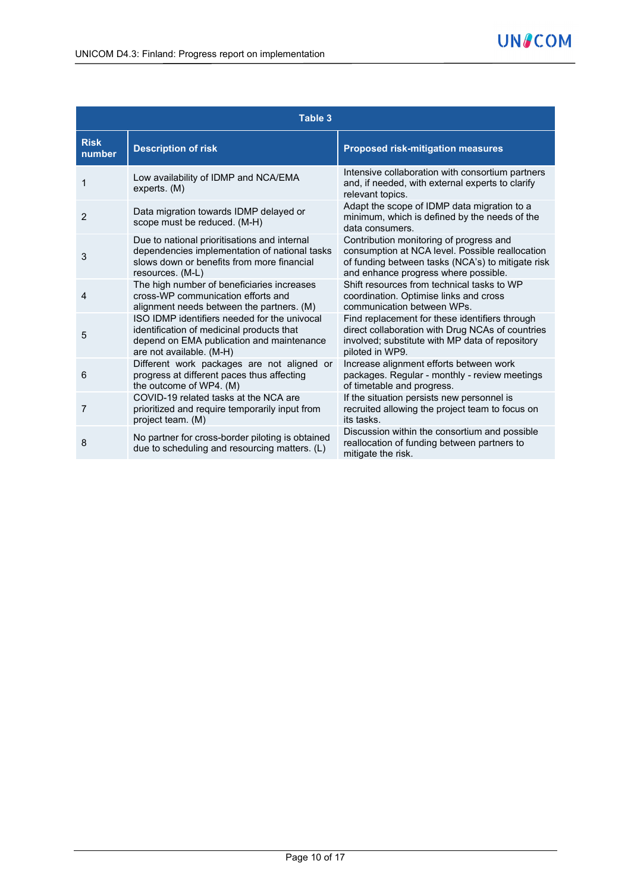| Table 3 | | |
|---|---|---|
| **Risk number** | **Description of risk** | **Proposed risk-mitigation measures** |
| 1 | Low availability of IDMP and NCA/EMA experts. (M) | Intensive collaboration with consortium partners and, if needed, with external experts to clarify relevant topics. |
| 2 | Data migration towards IDMP delayed or scope must be reduced. (M-H) | Adapt the scope of IDMP data migration to a minimum, which is defined by the needs of the data consumers. |
| 3 | Due to national prioritisations and internal dependencies implementation of national tasks slows down or benefits from more financial resources. (M-L) | Contribution monitoring of progress and consumption at NCA level. Possible reallocation of funding between tasks (NCA's) to mitigate risk and enhance progress where possible. |
| 4 | The high number of beneficiaries increases cross-WP communication efforts and alignment needs between the partners. (M) | Shift resources from technical tasks to WP coordination. Optimise links and cross communication between WPs. |
| 5 | ISO IDMP identifiers needed for the univocal identification of medicinal products that depend on EMA publication and maintenance are not available. (M-H) | Find replacement for these identifiers through direct collaboration with Drug NCAs of countries involved; substitute with MP data of repository piloted in WP9. |
| 6 | Different work packages are not aligned or progress at different paces thus affecting the outcome of WP4. (M) | Increase alignment efforts between work packages. Regular - monthly - review meetings of timetable and progress. |
| 7 | COVID-19 related tasks at the NCA are prioritized and require temporarily input from project team. (M) | If the situation persists new personnel is recruited allowing the project team to focus on its tasks. |
| 8 | No partner for cross-border piloting is obtained due to scheduling and resourcing matters. (L) | Discussion within the consortium and possible reallocation of funding between partners to mitigate the risk. |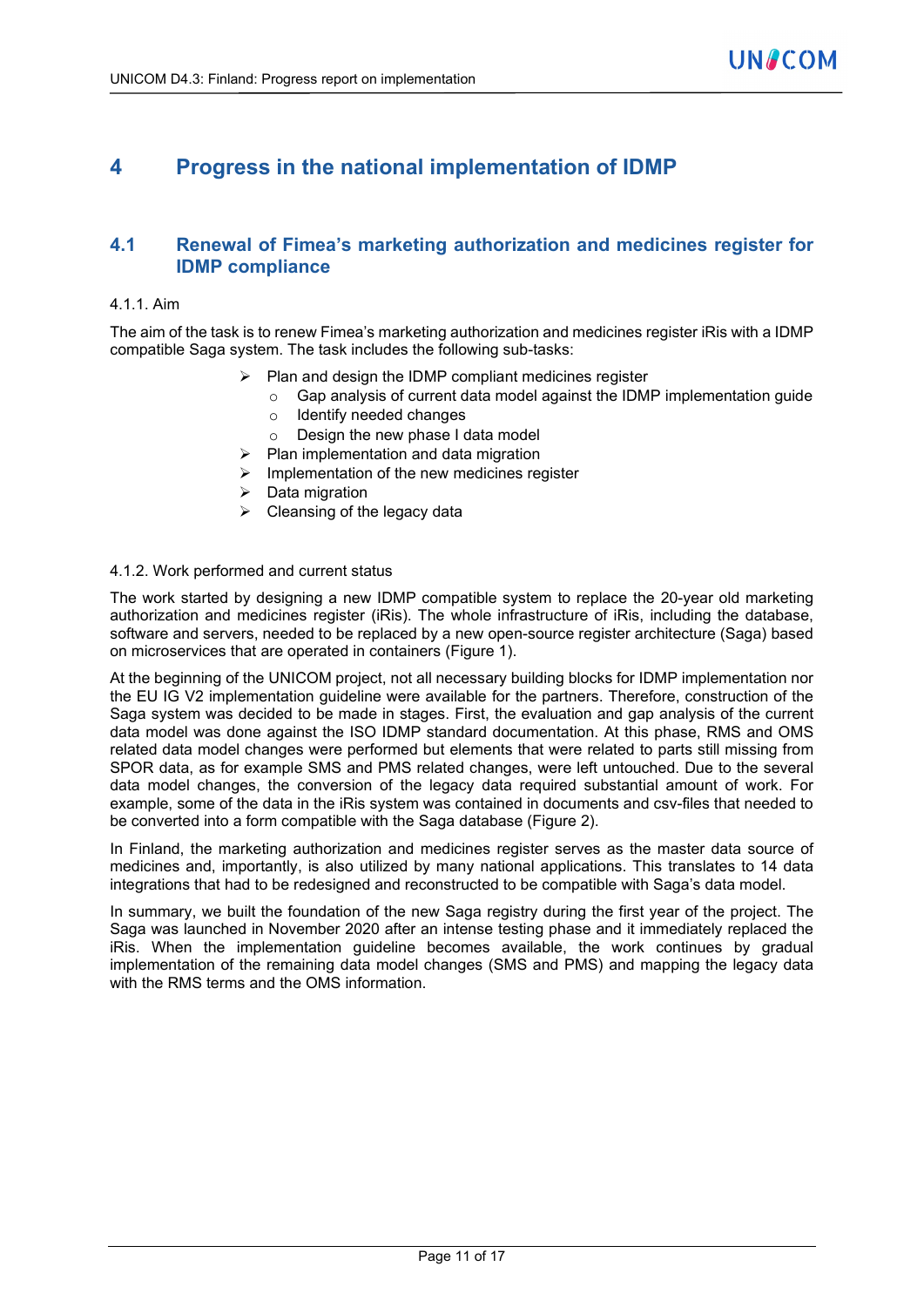# 4 Progress in the national implementation of IDMP

## 4.1 Renewal of Fimea's marketing authorization and medicines register for IDMP compliance

4.1.1. Aim

The aim of the task is to renew Fimea's marketing authorization and medicines register iRis with a IDMP compatible Saga system. The task includes the following sub-tasks:

- Plan and design the IDMP compliant medicines register
  - Gap analysis of current data model against the IDMP implementation guide
  - Identify needed changes
  - Design the new phase I data model
- Plan implementation and data migration
- Implementation of the new medicines register
- Data migration
- Cleansing of the legacy data

4.1.2. Work performed and current status

The work started by designing a new IDMP compatible system to replace the 20-year old marketing authorization and medicines register (iRis). The whole infrastructure of iRis, including the database, software and servers, needed to be replaced by a new open-source register architecture (Saga) based on microservices that are operated in containers (Figure 1).

At the beginning of the UNICOM project, not all necessary building blocks for IDMP implementation nor the EU IG V2 implementation guideline were available for the partners. Therefore, construction of the Saga system was decided to be made in stages. First, the evaluation and gap analysis of the current data model was done against the ISO IDMP standard documentation. At this phase, RMS and OMS related data model changes were performed but elements that were related to parts still missing from SPOR data, as for example SMS and PMS related changes, were left untouched. Due to the several data model changes, the conversion of the legacy data required substantial amount of work. For example, some of the data in the iRis system was contained in documents and csv-files that needed to be converted into a form compatible with the Saga database (Figure 2).

In Finland, the marketing authorization and medicines register serves as the master data source of medicines and, importantly, is also utilized by many national applications. This translates to 14 data integrations that had to be redesigned and reconstructed to be compatible with Saga's data model.

In summary, we built the foundation of the new Saga registry during the first year of the project. The Saga was launched in November 2020 after an intense testing phase and it immediately replaced the iRis. When the implementation guideline becomes available, the work continues by gradual implementation of the remaining data model changes (SMS and PMS) and mapping the legacy data with the RMS terms and the OMS information.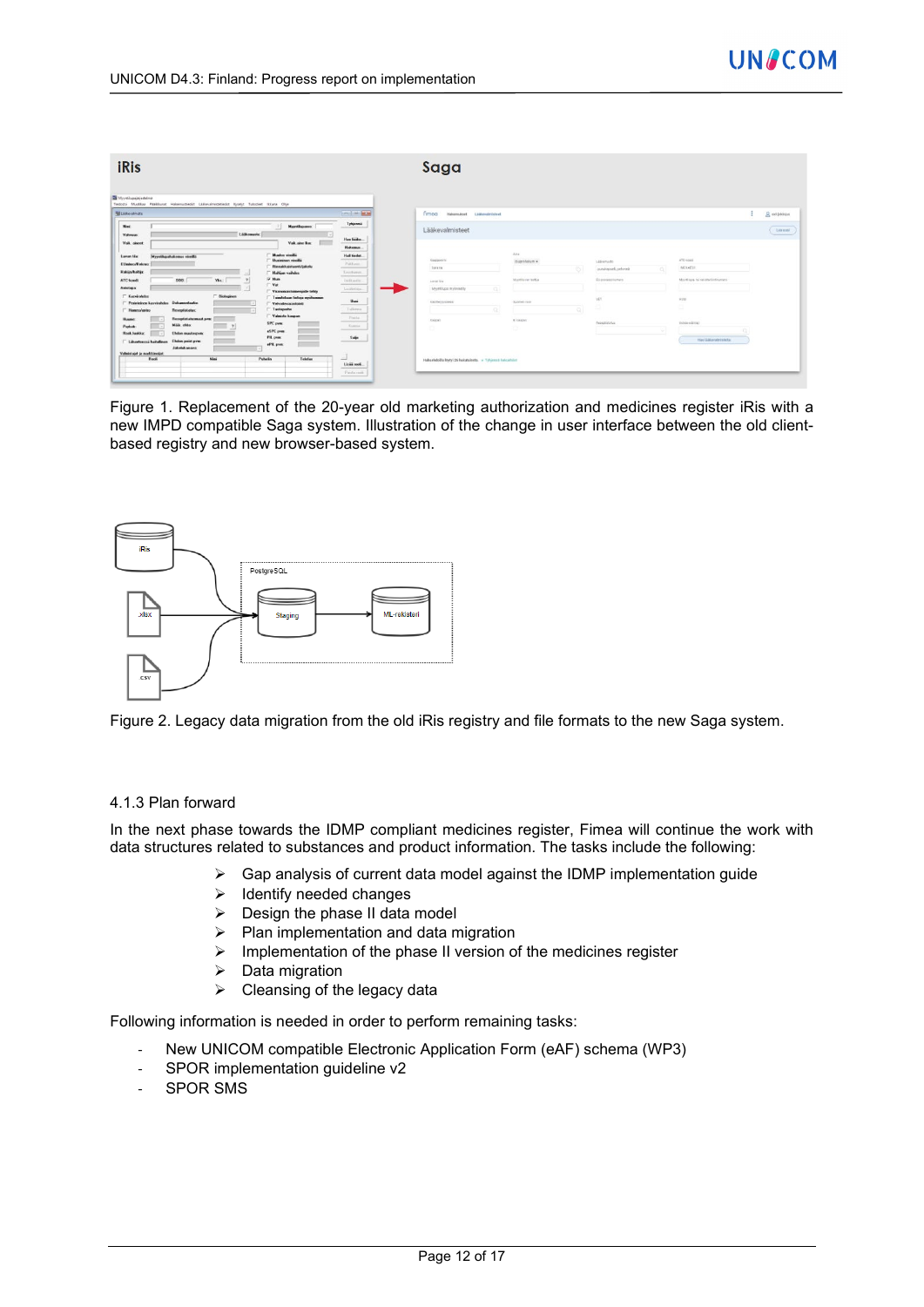Figure 1. Replacement of the 20-year old marketing authorization and medicines register iRis with a new IMPD compatible Saga system. Illustration of the change in user interface between the old client-based registry and new browser-based system.

Figure 2. Legacy data migration from the old iRis registry and file formats to the new Saga system.

### 4.1.3 Plan forward

In the next phase towards the IDMP compliant medicines register, Fimea will continue the work with data structures related to substances and product information. The tasks include the following:

- Gap analysis of current data model against the IDMP implementation guide
- Identify needed changes
- Design the phase II data model
- Plan implementation and data migration
- Implementation of the phase II version of the medicines register
- Data migration
- Cleansing of the legacy data

Following information is needed in order to perform remaining tasks:

- New UNICOM compatible Electronic Application Form (eAF) schema (WP3)
- SPOR implementation guideline v2
- SPOR SMS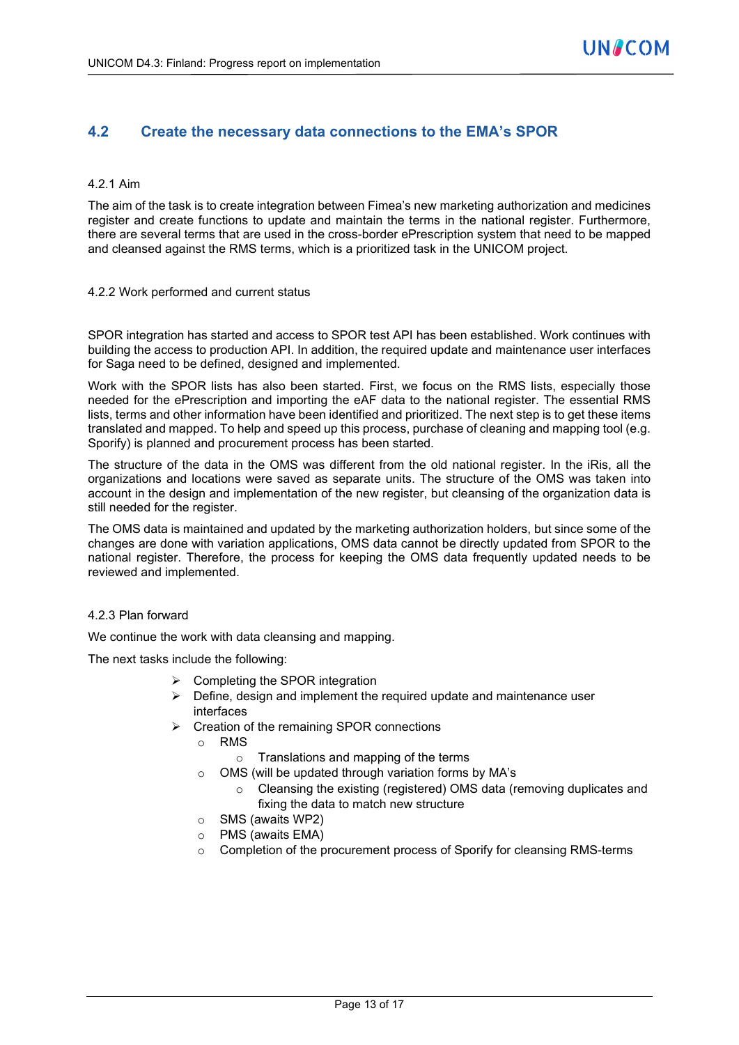## 4.2 Create the necessary data connections to the EMA's SPOR

### 4.2.1 Aim

The aim of the task is to create integration between Fimea's new marketing authorization and medicines register and create functions to update and maintain the terms in the national register. Furthermore, there are several terms that are used in the cross-border ePrescription system that need to be mapped and cleansed against the RMS terms, which is a prioritized task in the UNICOM project.

### 4.2.2 Work performed and current status

SPOR integration has started and access to SPOR test API has been established. Work continues with building the access to production API. In addition, the required update and maintenance user interfaces for Saga need to be defined, designed and implemented.

Work with the SPOR lists has also been started. First, we focus on the RMS lists, especially those needed for the ePrescription and importing the eAF data to the national register. The essential RMS lists, terms and other information have been identified and prioritized. The next step is to get these items translated and mapped. To help and speed up this process, purchase of cleaning and mapping tool (e.g. Sporify) is planned and procurement process has been started.

The structure of the data in the OMS was different from the old national register. In the iRis, all the organizations and locations were saved as separate units. The structure of the OMS was taken into account in the design and implementation of the new register, but cleansing of the organization data is still needed for the register.

The OMS data is maintained and updated by the marketing authorization holders, but since some of the changes are done with variation applications, OMS data cannot be directly updated from SPOR to the national register. Therefore, the process for keeping the OMS data frequently updated needs to be reviewed and implemented.

### 4.2.3 Plan forward

We continue the work with data cleansing and mapping.

The next tasks include the following:

- Completing the SPOR integration
- Define, design and implement the required update and maintenance user interfaces
- Creation of the remaining SPOR connections
  - RMS
    - Translations and mapping of the terms
  - OMS (will be updated through variation forms by MA's
    - Cleansing the existing (registered) OMS data (removing duplicates and fixing the data to match new structure
  - SMS (awaits WP2)
  - PMS (awaits EMA)
  - Completion of the procurement process of Sporify for cleansing RMS-terms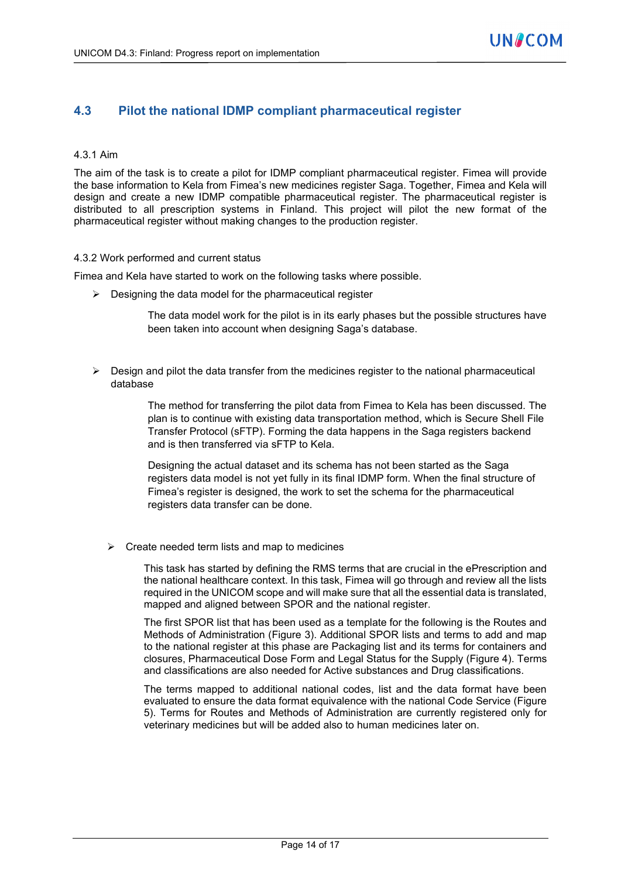## 4.3 Pilot the national IDMP compliant pharmaceutical register

4.3.1 Aim

The aim of the task is to create a pilot for IDMP compliant pharmaceutical register. Fimea will provide the base information to Kela from Fimea's new medicines register Saga. Together, Fimea and Kela will design and create a new IDMP compatible pharmaceutical register. The pharmaceutical register is distributed to all prescription systems in Finland. This project will pilot the new format of the pharmaceutical register without making changes to the production register.

4.3.2 Work performed and current status

Fimea and Kela have started to work on the following tasks where possible.

- Designing the data model for the pharmaceutical register

  The data model work for the pilot is in its early phases but the possible structures have been taken into account when designing Saga's database.

- Design and pilot the data transfer from the medicines register to the national pharmaceutical database

  The method for transferring the pilot data from Fimea to Kela has been discussed. The plan is to continue with existing data transportation method, which is Secure Shell File Transfer Protocol (sFTP). Forming the data happens in the Saga registers backend and is then transferred via sFTP to Kela.

  Designing the actual dataset and its schema has not been started as the Saga registers data model is not yet fully in its final IDMP form. When the final structure of Fimea's register is designed, the work to set the schema for the pharmaceutical registers data transfer can be done.

- Create needed term lists and map to medicines

  This task has started by defining the RMS terms that are crucial in the ePrescription and the national healthcare context. In this task, Fimea will go through and review all the lists required in the UNICOM scope and will make sure that all the essential data is translated, mapped and aligned between SPOR and the national register.

  The first SPOR list that has been used as a template for the following is the Routes and Methods of Administration (Figure 3). Additional SPOR lists and terms to add and map to the national register at this phase are Packaging list and its terms for containers and closures, Pharmaceutical Dose Form and Legal Status for the Supply (Figure 4). Terms and classifications are also needed for Active substances and Drug classifications.

  The terms mapped to additional national codes, list and the data format have been evaluated to ensure the data format equivalence with the national Code Service (Figure 5). Terms for Routes and Methods of Administration are currently registered only for veterinary medicines but will be added also to human medicines later on.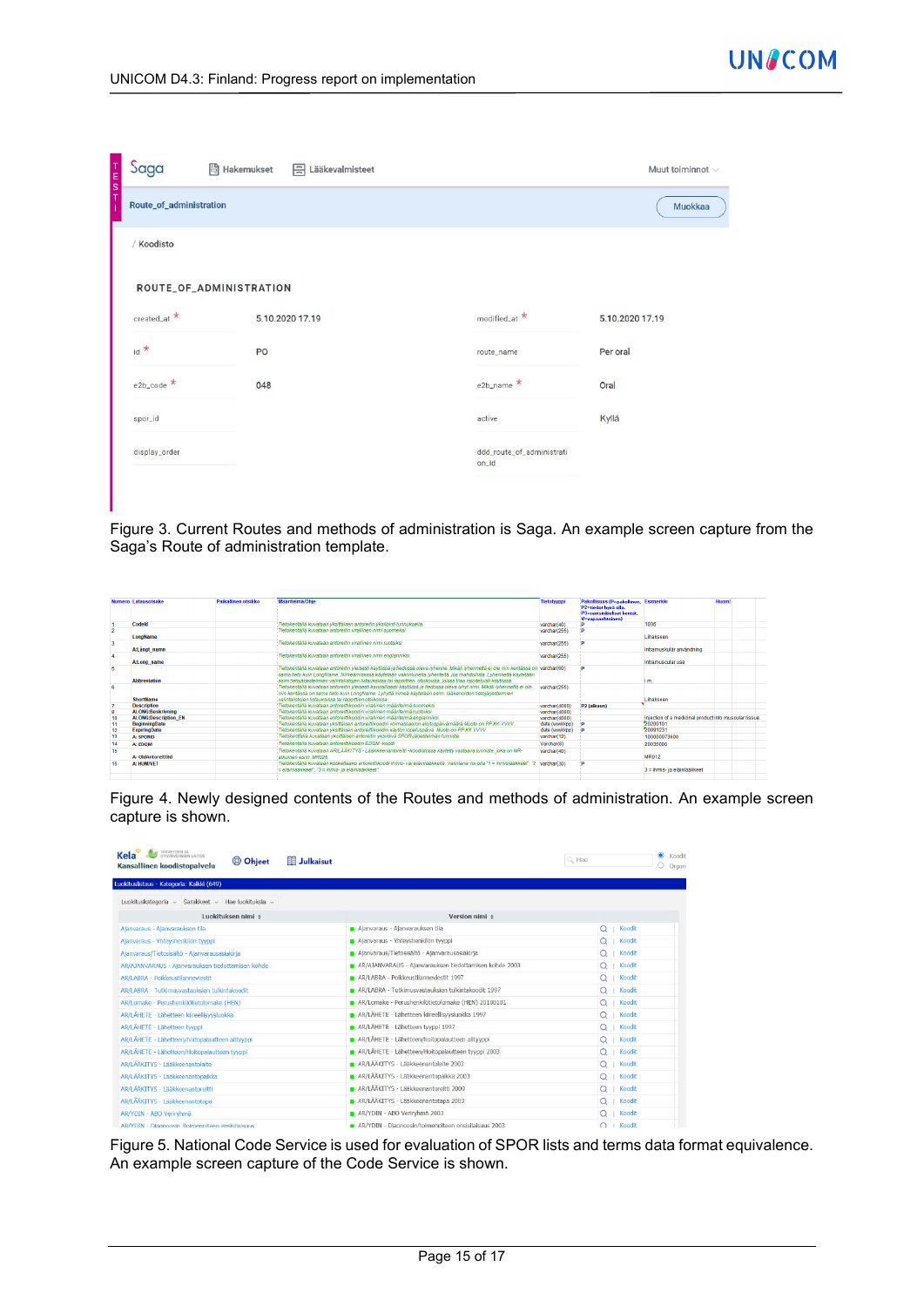Figure 3. Current Routes and methods of administration is Saga. An example screen capture from the Saga's Route of administration template.

Figure 4. Newly designed contents of the Routes and methods of administration. An example screen capture is shown.

Figure 5. National Code Service is used for evaluation of SPOR lists and terms data format equivalence. An example screen capture of the Code Service is shown.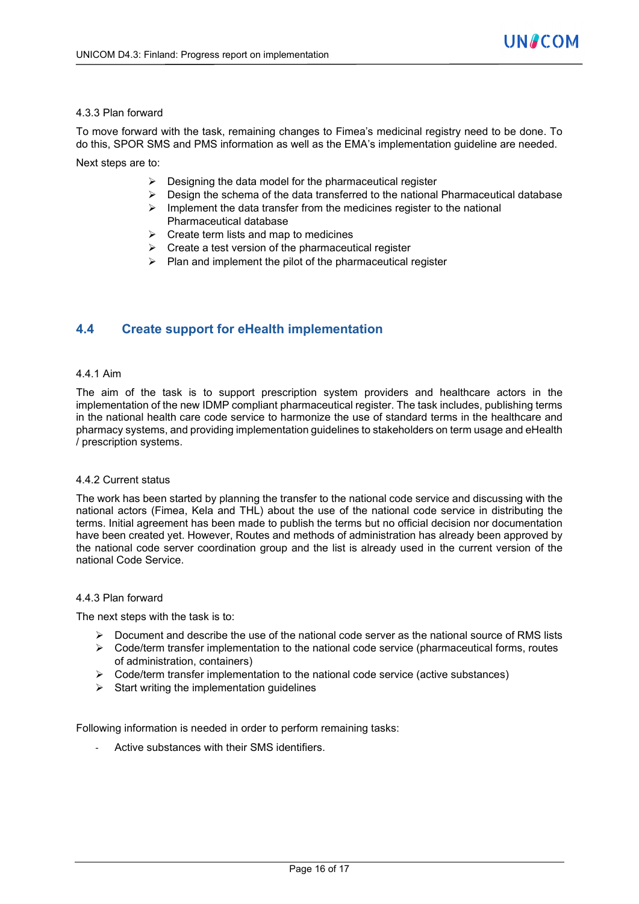4.3.3 Plan forward

To move forward with the task, remaining changes to Fimea's medicinal registry need to be done. To do this, SPOR SMS and PMS information as well as the EMA's implementation guideline are needed.

Next steps are to:

- Designing the data model for the pharmaceutical register
- Design the schema of the data transferred to the national Pharmaceutical database
- Implement the data transfer from the medicines register to the national Pharmaceutical database
- Create term lists and map to medicines
- Create a test version of the pharmaceutical register
- Plan and implement the pilot of the pharmaceutical register

## 4.4 Create support for eHealth implementation

4.4.1 Aim

The aim of the task is to support prescription system providers and healthcare actors in the implementation of the new IDMP compliant pharmaceutical register. The task includes, publishing terms in the national health care code service to harmonize the use of standard terms in the healthcare and pharmacy systems, and providing implementation guidelines to stakeholders on term usage and eHealth / prescription systems.

4.4.2 Current status

The work has been started by planning the transfer to the national code service and discussing with the national actors (Fimea, Kela and THL) about the use of the national code service in distributing the terms. Initial agreement has been made to publish the terms but no official decision nor documentation have been created yet. However, Routes and methods of administration has already been approved by the national code server coordination group and the list is already used in the current version of the national Code Service.

4.4.3 Plan forward

The next steps with the task is to:

- Document and describe the use of the national code server as the national source of RMS lists
- Code/term transfer implementation to the national code service (pharmaceutical forms, routes of administration, containers)
- Code/term transfer implementation to the national code service (active substances)
- Start writing the implementation guidelines

Following information is needed in order to perform remaining tasks:

- Active substances with their SMS identifiers.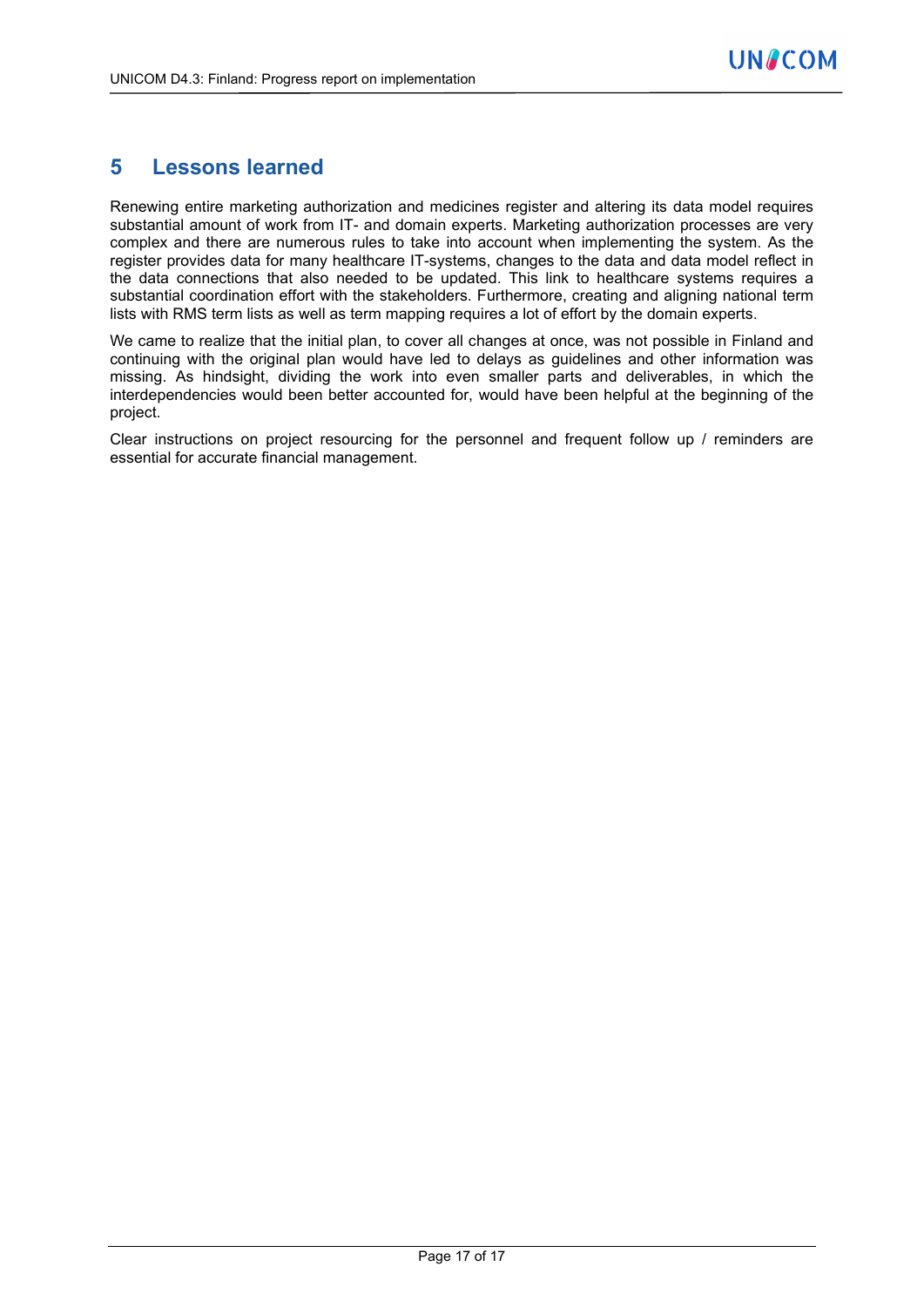# 5 Lessons learned

Renewing entire marketing authorization and medicines register and altering its data model requires substantial amount of work from IT- and domain experts. Marketing authorization processes are very complex and there are numerous rules to take into account when implementing the system. As the register provides data for many healthcare IT-systems, changes to the data and data model reflect in the data connections that also needed to be updated. This link to healthcare systems requires a substantial coordination effort with the stakeholders. Furthermore, creating and aligning national term lists with RMS term lists as well as term mapping requires a lot of effort by the domain experts.

We came to realize that the initial plan, to cover all changes at once, was not possible in Finland and continuing with the original plan would have led to delays as guidelines and other information was missing. As hindsight, dividing the work into even smaller parts and deliverables, in which the interdependencies would been better accounted for, would have been helpful at the beginning of the project.

Clear instructions on project resourcing for the personnel and frequent follow up / reminders are essential for accurate financial management.